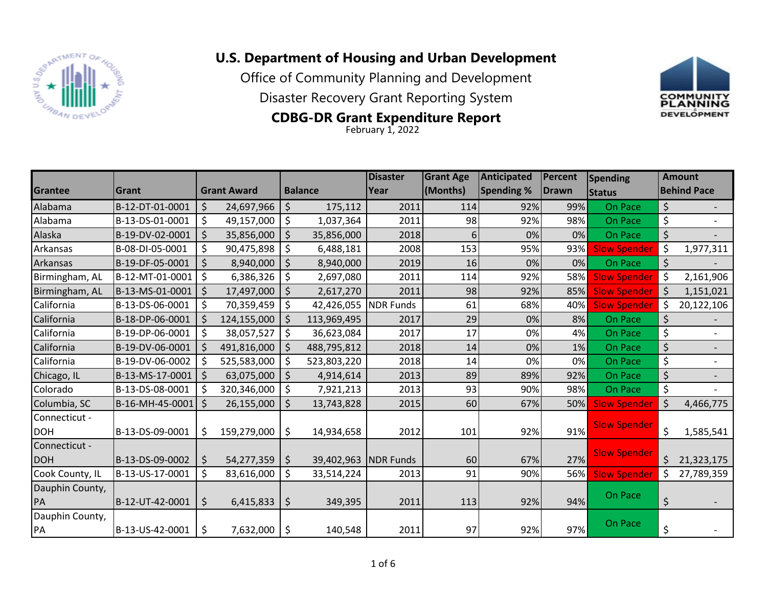# U.S. Department of Housing and Urban Development

Office of Community Planning and Development

Disaster Recovery Grant Reporting System

## CDBG-DR Grant Expenditure Report

February 1, 2022

| Grantee | Grant | Grant Award | Balance | Disaster Year | Grant Age (Months) | Anticipated Spending % | Percent Drawn | Spending Status | Amount Behind Pace |
|---|---|---|---|---|---|---|---|---|---|
| Alabama | B-12-DT-01-0001 | $ 24,697,966 | $ 175,112 | 2011 | 114 | 92% | 99% | On Pace | $ - |
| Alabama | B-13-DS-01-0001 | $ 49,157,000 | $ 1,037,364 | 2011 | 98 | 92% | 98% | On Pace | $ - |
| Alaska | B-19-DV-02-0001 | $ 35,856,000 | $ 35,856,000 | 2018 | 6 | 0% | 0% | On Pace | $ - |
| Arkansas | B-08-DI-05-0001 | $ 90,475,898 | $ 6,488,181 | 2008 | 153 | 95% | 93% | Slow Spender | $ 1,977,311 |
| Arkansas | B-19-DF-05-0001 | $ 8,940,000 | $ 8,940,000 | 2019 | 16 | 0% | 0% | On Pace | $ - |
| Birmingham, AL | B-12-MT-01-0001 | $ 6,386,326 | $ 2,697,080 | 2011 | 114 | 92% | 58% | Slow Spender | $ 2,161,906 |
| Birmingham, AL | B-13-MS-01-0001 | $ 17,497,000 | $ 2,617,270 | 2011 | 98 | 92% | 85% | Slow Spender | $ 1,151,021 |
| California | B-13-DS-06-0001 | $ 70,359,459 | $ 42,426,055 | NDR Funds | 61 | 68% | 40% | Slow Spender | $ 20,122,106 |
| California | B-18-DP-06-0001 | $ 124,155,000 | $ 113,969,495 | 2017 | 29 | 0% | 8% | On Pace | $ - |
| California | B-19-DP-06-0001 | $ 38,057,527 | $ 36,623,084 | 2017 | 17 | 0% | 4% | On Pace | $ - |
| California | B-19-DV-06-0001 | $ 491,816,000 | $ 488,795,812 | 2018 | 14 | 0% | 1% | On Pace | $ - |
| California | B-19-DV-06-0002 | $ 525,583,000 | $ 523,803,220 | 2018 | 14 | 0% | 0% | On Pace | $ - |
| Chicago, IL | B-13-MS-17-0001 | $ 63,075,000 | $ 4,914,614 | 2013 | 89 | 89% | 92% | On Pace | $ - |
| Colorado | B-13-DS-08-0001 | $ 320,346,000 | $ 7,921,213 | 2013 | 93 | 90% | 98% | On Pace | $ - |
| Columbia, SC | B-16-MH-45-0001 | $ 26,155,000 | $ 13,743,828 | 2015 | 60 | 67% | 50% | Slow Spender | $ 4,466,775 |
| Connecticut - DOH | B-13-DS-09-0001 | $ 159,279,000 | $ 14,934,658 | 2012 | 101 | 92% | 91% | Slow Spender | $ 1,585,541 |
| Connecticut - DOH | B-13-DS-09-0002 | $ 54,277,359 | $ 39,402,963 | NDR Funds | 60 | 67% | 27% | Slow Spender | $ 21,323,175 |
| Cook County, IL | B-13-US-17-0001 | $ 83,616,000 | $ 33,514,224 | 2013 | 91 | 90% | 56% | Slow Spender | $ 27,789,359 |
| Dauphin County, PA | B-12-UT-42-0001 | $ 6,415,833 | $ 349,395 | 2011 | 113 | 92% | 94% | On Pace | $ - |
| Dauphin County, PA | B-13-US-42-0001 | $ 7,632,000 | $ 140,548 | 2011 | 97 | 92% | 97% | On Pace | $ - |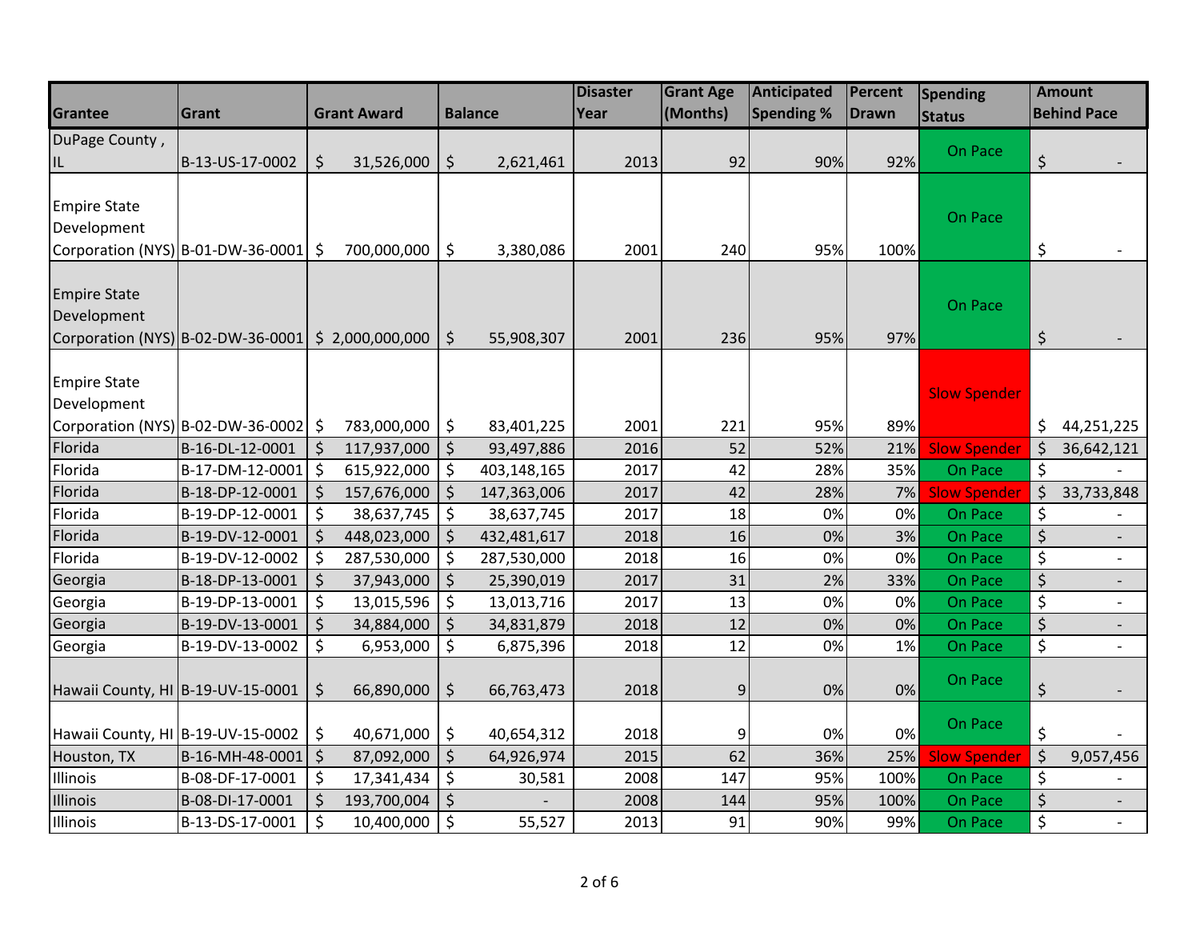| Grantee | Grant | Grant Award | Balance | Disaster Year | Grant Age (Months) | Anticipated Spending % | Percent Drawn | Spending Status | Amount Behind Pace |
|---|---|---|---|---|---|---|---|---|---|
| DuPage County, IL | B-13-US-17-0002 | $ 31,526,000 | $ 2,621,461 | 2013 | 92 | 90% | 92% | On Pace | $ - |
| Empire State Development Corporation (NYS) | B-01-DW-36-0001 | $ 700,000,000 | $ 3,380,086 | 2001 | 240 | 95% | 100% | On Pace | $ - |
| Empire State Development Corporation (NYS) | B-02-DW-36-0001 | $ 2,000,000,000 | $ 55,908,307 | 2001 | 236 | 95% | 97% | On Pace | $ - |
| Empire State Development Corporation (NYS) | B-02-DW-36-0002 | $ 783,000,000 | $ 83,401,225 | 2001 | 221 | 95% | 89% | Slow Spender | $ 44,251,225 |
| Florida | B-16-DL-12-0001 | $ 117,937,000 | $ 93,497,886 | 2016 | 52 | 52% | 21% | Slow Spender | $ 36,642,121 |
| Florida | B-17-DM-12-0001 | $ 615,922,000 | $ 403,148,165 | 2017 | 42 | 28% | 35% | On Pace | $ - |
| Florida | B-18-DP-12-0001 | $ 157,676,000 | $ 147,363,006 | 2017 | 42 | 28% | 7% | Slow Spender | $ 33,733,848 |
| Florida | B-19-DP-12-0001 | $ 38,637,745 | $ 38,637,745 | 2017 | 18 | 0% | 0% | On Pace | $ - |
| Florida | B-19-DV-12-0001 | $ 448,023,000 | $ 432,481,617 | 2018 | 16 | 0% | 3% | On Pace | $ - |
| Florida | B-19-DV-12-0002 | $ 287,530,000 | $ 287,530,000 | 2018 | 16 | 0% | 0% | On Pace | $ - |
| Georgia | B-18-DP-13-0001 | $ 37,943,000 | $ 25,390,019 | 2017 | 31 | 2% | 33% | On Pace | $ - |
| Georgia | B-19-DP-13-0001 | $ 13,015,596 | $ 13,013,716 | 2017 | 13 | 0% | 0% | On Pace | $ - |
| Georgia | B-19-DV-13-0001 | $ 34,884,000 | $ 34,831,879 | 2018 | 12 | 0% | 0% | On Pace | $ - |
| Georgia | B-19-DV-13-0002 | $ 6,953,000 | $ 6,875,396 | 2018 | 12 | 0% | 1% | On Pace | $ - |
| Hawaii County, HI | B-19-UV-15-0001 | $ 66,890,000 | $ 66,763,473 | 2018 | 9 | 0% | 0% | On Pace | $ - |
| Hawaii County, HI | B-19-UV-15-0002 | $ 40,671,000 | $ 40,654,312 | 2018 | 9 | 0% | 0% | On Pace | $ - |
| Houston, TX | B-16-MH-48-0001 | $ 87,092,000 | $ 64,926,974 | 2015 | 62 | 36% | 25% | Slow Spender | $ 9,057,456 |
| Illinois | B-08-DF-17-0001 | $ 17,341,434 | $ 30,581 | 2008 | 147 | 95% | 100% | On Pace | $ - |
| Illinois | B-08-DI-17-0001 | $ 193,700,004 | $ - | 2008 | 144 | 95% | 100% | On Pace | $ - |
| Illinois | B-13-DS-17-0001 | $ 10,400,000 | $ 55,527 | 2013 | 91 | 90% | 99% | On Pace | $ - |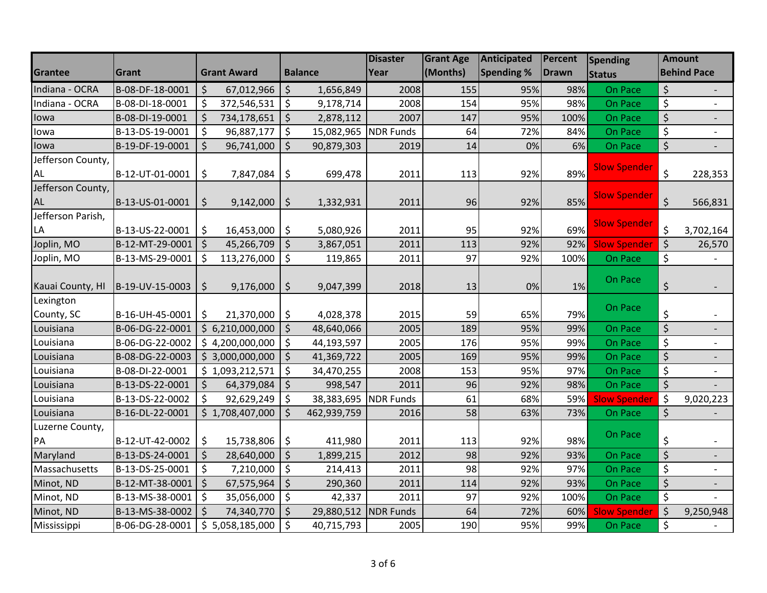| Grantee | Grant | Grant Award | Balance | Disaster Year | Grant Age (Months) | Anticipated Spending % | Percent Drawn | Spending Status | Amount Behind Pace |
|---|---|---|---|---|---|---|---|---|---|
| Indiana - OCRA | B-08-DF-18-0001 | $ 67,012,966 | $ 1,656,849 | 2008 | 155 | 95% | 98% | On Pace | $ - |
| Indiana - OCRA | B-08-DI-18-0001 | $ 372,546,531 | $ 9,178,714 | 2008 | 154 | 95% | 98% | On Pace | $ - |
| Iowa | B-08-DI-19-0001 | $ 734,178,651 | $ 2,878,112 | 2007 | 147 | 95% | 100% | On Pace | $ - |
| Iowa | B-13-DS-19-0001 | $ 96,887,177 | $ 15,082,965 | NDR Funds | 64 | 72% | 84% | On Pace | $ - |
| Iowa | B-19-DF-19-0001 | $ 96,741,000 | $ 90,879,303 | 2019 | 14 | 0% | 6% | On Pace | $ - |
| Jefferson County, AL | B-12-UT-01-0001 | $ 7,847,084 | $ 699,478 | 2011 | 113 | 92% | 89% | Slow Spender | $ 228,353 |
| Jefferson County, AL | B-13-US-01-0001 | $ 9,142,000 | $ 1,332,931 | 2011 | 96 | 92% | 85% | Slow Spender | $ 566,831 |
| Jefferson Parish, LA | B-13-US-22-0001 | $ 16,453,000 | $ 5,080,926 | 2011 | 95 | 92% | 69% | Slow Spender | $ 3,702,164 |
| Joplin, MO | B-12-MT-29-0001 | $ 45,266,709 | $ 3,867,051 | 2011 | 113 | 92% | 92% | Slow Spender | $ 26,570 |
| Joplin, MO | B-13-MS-29-0001 | $ 113,276,000 | $ 119,865 | 2011 | 97 | 92% | 100% | On Pace | $ - |
| Kauai County, HI | B-19-UV-15-0003 | $ 9,176,000 | $ 9,047,399 | 2018 | 13 | 0% | 1% | On Pace | $ - |
| Lexington County, SC | B-16-UH-45-0001 | $ 21,370,000 | $ 4,028,378 | 2015 | 59 | 65% | 79% | On Pace | $ - |
| Louisiana | B-06-DG-22-0001 | $ 6,210,000,000 | $ 48,640,066 | 2005 | 189 | 95% | 99% | On Pace | $ - |
| Louisiana | B-06-DG-22-0002 | $ 4,200,000,000 | $ 44,193,597 | 2005 | 176 | 95% | 99% | On Pace | $ - |
| Louisiana | B-08-DG-22-0003 | $ 3,000,000,000 | $ 41,369,722 | 2005 | 169 | 95% | 99% | On Pace | $ - |
| Louisiana | B-08-DI-22-0001 | $ 1,093,212,571 | $ 34,470,255 | 2008 | 153 | 95% | 97% | On Pace | $ - |
| Louisiana | B-13-DS-22-0001 | $ 64,379,084 | $ 998,547 | 2011 | 96 | 92% | 98% | On Pace | $ - |
| Louisiana | B-13-DS-22-0002 | $ 92,629,249 | $ 38,383,695 | NDR Funds | 61 | 68% | 59% | Slow Spender | $ 9,020,223 |
| Louisiana | B-16-DL-22-0001 | $ 1,708,407,000 | $ 462,939,759 | 2016 | 58 | 63% | 73% | On Pace | $ - |
| Luzerne County, PA | B-12-UT-42-0002 | $ 15,738,806 | $ 411,980 | 2011 | 113 | 92% | 98% | On Pace | $ - |
| Maryland | B-13-DS-24-0001 | $ 28,640,000 | $ 1,899,215 | 2012 | 98 | 92% | 93% | On Pace | $ - |
| Massachusetts | B-13-DS-25-0001 | $ 7,210,000 | $ 214,413 | 2011 | 98 | 92% | 97% | On Pace | $ - |
| Minot, ND | B-12-MT-38-0001 | $ 67,575,964 | $ 290,360 | 2011 | 114 | 92% | 93% | On Pace | $ - |
| Minot, ND | B-13-MS-38-0001 | $ 35,056,000 | $ 42,337 | 2011 | 97 | 92% | 100% | On Pace | $ - |
| Minot, ND | B-13-MS-38-0002 | $ 74,340,770 | $ 29,880,512 | NDR Funds | 64 | 72% | 60% | Slow Spender | $ 9,250,948 |
| Mississippi | B-06-DG-28-0001 | $ 5,058,185,000 | $ 40,715,793 | 2005 | 190 | 95% | 99% | On Pace | $ - |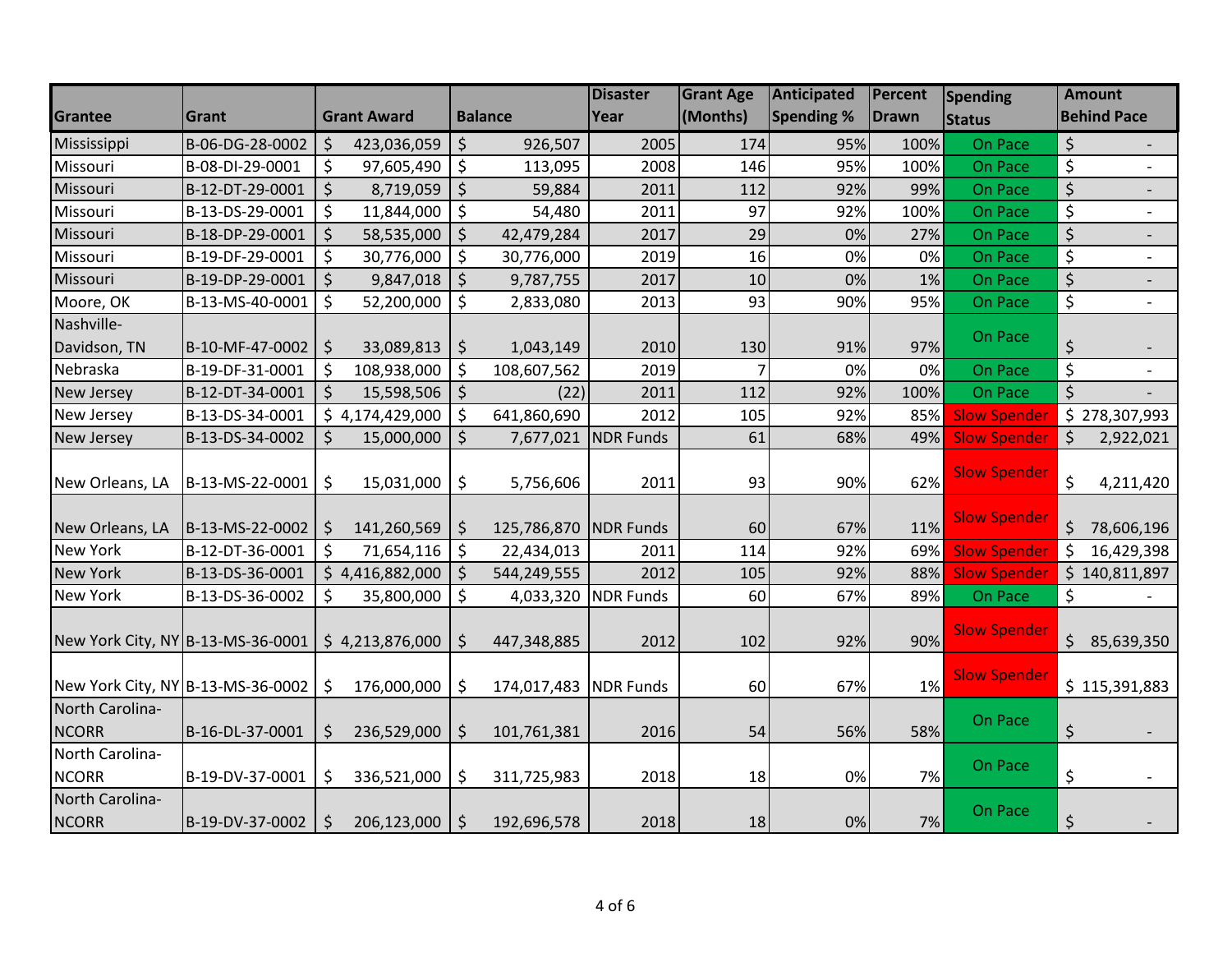| Grantee | Grant | Grant Award | Balance | Disaster Year | Grant Age (Months) | Anticipated Spending % | Percent Drawn | Spending Status | Amount Behind Pace |
|---|---|---|---|---|---|---|---|---|---|
| Mississippi | B-06-DG-28-0002 | $ 423,036,059 | $ 926,507 | 2005 | 174 | 95% | 100% | On Pace | $ - |
| Missouri | B-08-DI-29-0001 | $ 97,605,490 | $ 113,095 | 2008 | 146 | 95% | 100% | On Pace | $ - |
| Missouri | B-12-DT-29-0001 | $ 8,719,059 | $ 59,884 | 2011 | 112 | 92% | 99% | On Pace | $ - |
| Missouri | B-13-DS-29-0001 | $ 11,844,000 | $ 54,480 | 2011 | 97 | 92% | 100% | On Pace | $ - |
| Missouri | B-18-DP-29-0001 | $ 58,535,000 | $ 42,479,284 | 2017 | 29 | 0% | 27% | On Pace | $ - |
| Missouri | B-19-DF-29-0001 | $ 30,776,000 | $ 30,776,000 | 2019 | 16 | 0% | 0% | On Pace | $ - |
| Missouri | B-19-DP-29-0001 | $ 9,847,018 | $ 9,787,755 | 2017 | 10 | 0% | 1% | On Pace | $ - |
| Moore, OK | B-13-MS-40-0001 | $ 52,200,000 | $ 2,833,080 | 2013 | 93 | 90% | 95% | On Pace | $ - |
| Nashville-Davidson, TN | B-10-MF-47-0002 | $ 33,089,813 | $ 1,043,149 | 2010 | 130 | 91% | 97% | On Pace | $ - |
| Nebraska | B-19-DF-31-0001 | $ 108,938,000 | $ 108,607,562 | 2019 | 7 | 0% | 0% | On Pace | $ - |
| New Jersey | B-12-DT-34-0001 | $ 15,598,506 | $ (22) | 2011 | 112 | 92% | 100% | On Pace | $ - |
| New Jersey | B-13-DS-34-0001 | $ 4,174,429,000 | $ 641,860,690 | 2012 | 105 | 92% | 85% | Slow Spender | $ 278,307,993 |
| New Jersey | B-13-DS-34-0002 | $ 15,000,000 | $ 7,677,021 | NDR Funds | 61 | 68% | 49% | Slow Spender | $ 2,922,021 |
| New Orleans, LA | B-13-MS-22-0001 | $ 15,031,000 | $ 5,756,606 | 2011 | 93 | 90% | 62% | Slow Spender | $ 4,211,420 |
| New Orleans, LA | B-13-MS-22-0002 | $ 141,260,569 | $ 125,786,870 | NDR Funds | 60 | 67% | 11% | Slow Spender | $ 78,606,196 |
| New York | B-12-DT-36-0001 | $ 71,654,116 | $ 22,434,013 | 2011 | 114 | 92% | 69% | Slow Spender | $ 16,429,398 |
| New York | B-13-DS-36-0001 | $ 4,416,882,000 | $ 544,249,555 | 2012 | 105 | 92% | 88% | Slow Spender | $ 140,811,897 |
| New York | B-13-DS-36-0002 | $ 35,800,000 | $ 4,033,320 | NDR Funds | 60 | 67% | 89% | On Pace | $ - |
| New York City, NY | B-13-MS-36-0001 | $ 4,213,876,000 | $ 447,348,885 | 2012 | 102 | 92% | 90% | Slow Spender | $ 85,639,350 |
| New York City, NY | B-13-MS-36-0002 | $ 176,000,000 | $ 174,017,483 | NDR Funds | 60 | 67% | 1% | Slow Spender | $ 115,391,883 |
| North Carolina-NCORR | B-16-DL-37-0001 | $ 236,529,000 | $ 101,761,381 | 2016 | 54 | 56% | 58% | On Pace | $ - |
| North Carolina-NCORR | B-19-DV-37-0001 | $ 336,521,000 | $ 311,725,983 | 2018 | 18 | 0% | 7% | On Pace | $ - |
| North Carolina-NCORR | B-19-DV-37-0002 | $ 206,123,000 | $ 192,696,578 | 2018 | 18 | 0% | 7% | On Pace | $ - |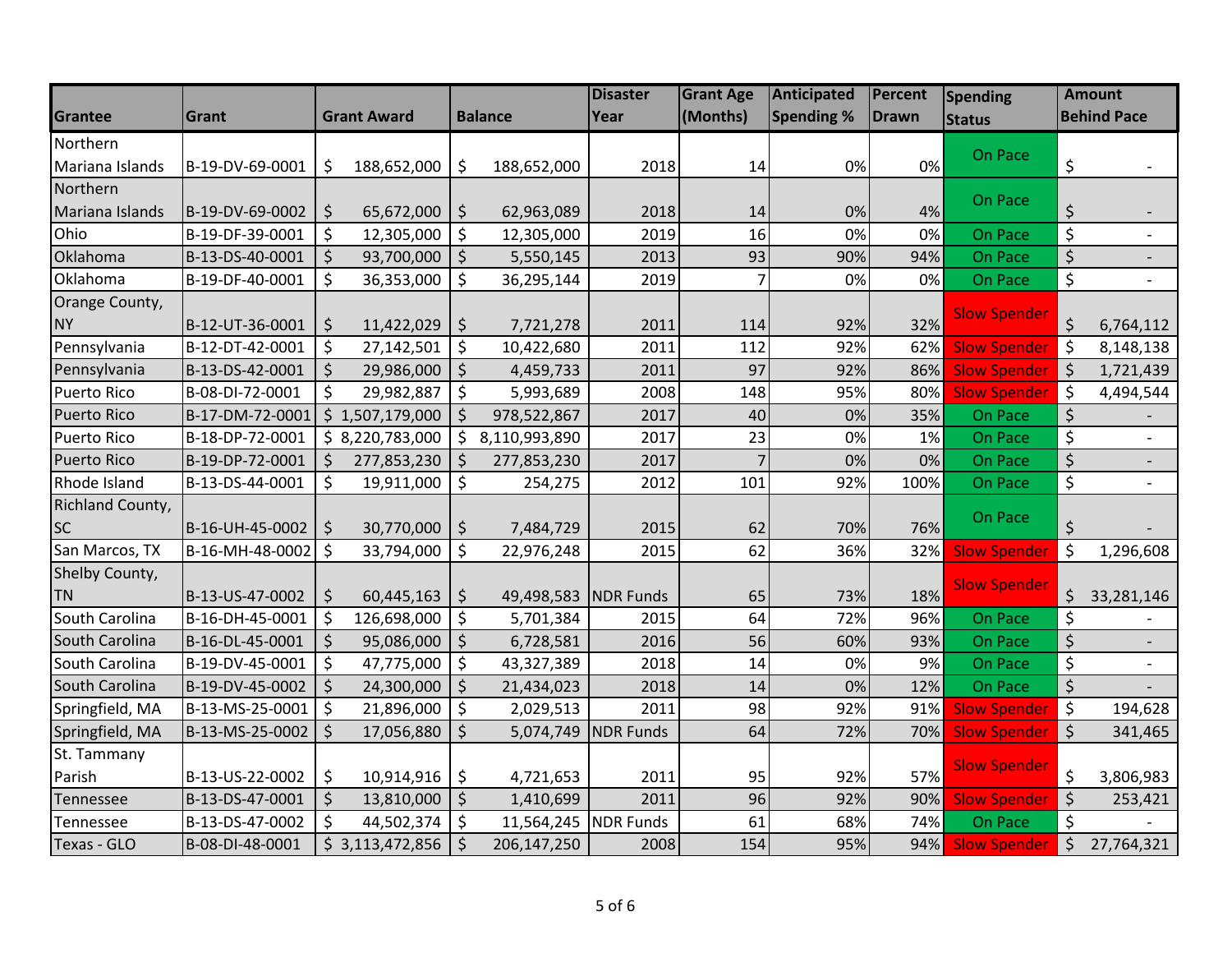| Grantee | Grant | Grant Award | Balance | Disaster Year | Grant Age (Months) | Anticipated Spending % | Percent Drawn | Spending Status | Amount Behind Pace |
|---|---|---|---|---|---|---|---|---|---|
| Northern Mariana Islands | B-19-DV-69-0001 | $ 188,652,000 | $ 188,652,000 | 2018 | 14 | 0% | 0% | On Pace | $ - |
| Northern Mariana Islands | B-19-DV-69-0002 | $ 65,672,000 | $ 62,963,089 | 2018 | 14 | 0% | 4% | On Pace | $ - |
| Ohio | B-19-DF-39-0001 | $ 12,305,000 | $ 12,305,000 | 2019 | 16 | 0% | 0% | On Pace | $ - |
| Oklahoma | B-13-DS-40-0001 | $ 93,700,000 | $ 5,550,145 | 2013 | 93 | 90% | 94% | On Pace | $ - |
| Oklahoma | B-19-DF-40-0001 | $ 36,353,000 | $ 36,295,144 | 2019 | 7 | 0% | 0% | On Pace | $ - |
| Orange County, NY | B-12-UT-36-0001 | $ 11,422,029 | $ 7,721,278 | 2011 | 114 | 92% | 32% | Slow Spender | $ 6,764,112 |
| Pennsylvania | B-12-DT-42-0001 | $ 27,142,501 | $ 10,422,680 | 2011 | 112 | 92% | 62% | Slow Spender | $ 8,148,138 |
| Pennsylvania | B-13-DS-42-0001 | $ 29,986,000 | $ 4,459,733 | 2011 | 97 | 92% | 86% | Slow Spender | $ 1,721,439 |
| Puerto Rico | B-08-DI-72-0001 | $ 29,982,887 | $ 5,993,689 | 2008 | 148 | 95% | 80% | Slow Spender | $ 4,494,544 |
| Puerto Rico | B-17-DM-72-0001 | $ 1,507,179,000 | $ 978,522,867 | 2017 | 40 | 0% | 35% | On Pace | $ - |
| Puerto Rico | B-18-DP-72-0001 | $ 8,220,783,000 | $ 8,110,993,890 | 2017 | 23 | 0% | 1% | On Pace | $ - |
| Puerto Rico | B-19-DP-72-0001 | $ 277,853,230 | $ 277,853,230 | 2017 | 7 | 0% | 0% | On Pace | $ - |
| Rhode Island | B-13-DS-44-0001 | $ 19,911,000 | $ 254,275 | 2012 | 101 | 92% | 100% | On Pace | $ - |
| Richland County, SC | B-16-UH-45-0002 | $ 30,770,000 | $ 7,484,729 | 2015 | 62 | 70% | 76% | On Pace | $ - |
| San Marcos, TX | B-16-MH-48-0002 | $ 33,794,000 | $ 22,976,248 | 2015 | 62 | 36% | 32% | Slow Spender | $ 1,296,608 |
| Shelby County, TN | B-13-US-47-0002 | $ 60,445,163 | $ 49,498,583 | NDR Funds | 65 | 73% | 18% | Slow Spender | $ 33,281,146 |
| South Carolina | B-16-DH-45-0001 | $ 126,698,000 | $ 5,701,384 | 2015 | 64 | 72% | 96% | On Pace | $ - |
| South Carolina | B-16-DL-45-0001 | $ 95,086,000 | $ 6,728,581 | 2016 | 56 | 60% | 93% | On Pace | $ - |
| South Carolina | B-19-DV-45-0001 | $ 47,775,000 | $ 43,327,389 | 2018 | 14 | 0% | 9% | On Pace | $ - |
| South Carolina | B-19-DV-45-0002 | $ 24,300,000 | $ 21,434,023 | 2018 | 14 | 0% | 12% | On Pace | $ - |
| Springfield, MA | B-13-MS-25-0001 | $ 21,896,000 | $ 2,029,513 | 2011 | 98 | 92% | 91% | Slow Spender | $ 194,628 |
| Springfield, MA | B-13-MS-25-0002 | $ 17,056,880 | $ 5,074,749 | NDR Funds | 64 | 72% | 70% | Slow Spender | $ 341,465 |
| St. Tammany Parish | B-13-US-22-0002 | $ 10,914,916 | $ 4,721,653 | 2011 | 95 | 92% | 57% | Slow Spender | $ 3,806,983 |
| Tennessee | B-13-DS-47-0001 | $ 13,810,000 | $ 1,410,699 | 2011 | 96 | 92% | 90% | Slow Spender | $ 253,421 |
| Tennessee | B-13-DS-47-0002 | $ 44,502,374 | $ 11,564,245 | NDR Funds | 61 | 68% | 74% | On Pace | $ - |
| Texas - GLO | B-08-DI-48-0001 | $ 3,113,472,856 | $ 206,147,250 | 2008 | 154 | 95% | 94% | Slow Spender | $ 27,764,321 |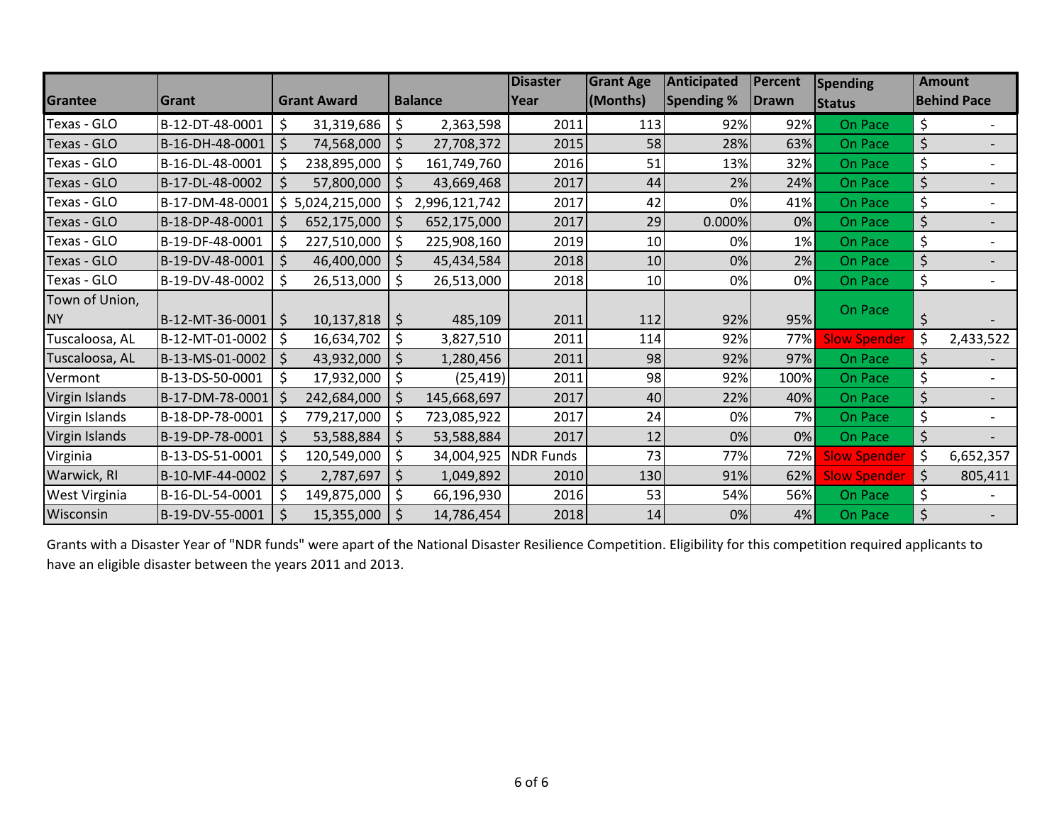| Grantee | Grant | Grant Award | Balance | Disaster Year | Grant Age (Months) | Anticipated Spending % | Percent Drawn | Spending Status | Amount Behind Pace |
|---|---|---|---|---|---|---|---|---|---|
| Texas - GLO | B-12-DT-48-0001 | $ 31,319,686 | $ 2,363,598 | 2011 | 113 | 92% | 92% | On Pace | $ - |
| Texas - GLO | B-16-DH-48-0001 | $ 74,568,000 | $ 27,708,372 | 2015 | 58 | 28% | 63% | On Pace | $ - |
| Texas - GLO | B-16-DL-48-0001 | $ 238,895,000 | $ 161,749,760 | 2016 | 51 | 13% | 32% | On Pace | $ - |
| Texas - GLO | B-17-DL-48-0002 | $ 57,800,000 | $ 43,669,468 | 2017 | 44 | 2% | 24% | On Pace | $ - |
| Texas - GLO | B-17-DM-48-0001 | $ 5,024,215,000 | $ 2,996,121,742 | 2017 | 42 | 0% | 41% | On Pace | $ - |
| Texas - GLO | B-18-DP-48-0001 | $ 652,175,000 | $ 652,175,000 | 2017 | 29 | 0.000% | 0% | On Pace | $ - |
| Texas - GLO | B-19-DF-48-0001 | $ 227,510,000 | $ 225,908,160 | 2019 | 10 | 0% | 1% | On Pace | $ - |
| Texas - GLO | B-19-DV-48-0001 | $ 46,400,000 | $ 45,434,584 | 2018 | 10 | 0% | 2% | On Pace | $ - |
| Texas - GLO | B-19-DV-48-0002 | $ 26,513,000 | $ 26,513,000 | 2018 | 10 | 0% | 0% | On Pace | $ - |
| Town of Union, NY | B-12-MT-36-0001 | $ 10,137,818 | $ 485,109 | 2011 | 112 | 92% | 95% | On Pace | $ - |
| Tuscaloosa, AL | B-12-MT-01-0002 | $ 16,634,702 | $ 3,827,510 | 2011 | 114 | 92% | 77% | Slow Spender | $ 2,433,522 |
| Tuscaloosa, AL | B-13-MS-01-0002 | $ 43,932,000 | $ 1,280,456 | 2011 | 98 | 92% | 97% | On Pace | $ - |
| Vermont | B-13-DS-50-0001 | $ 17,932,000 | $ (25,419) | 2011 | 98 | 92% | 100% | On Pace | $ - |
| Virgin Islands | B-17-DM-78-0001 | $ 242,684,000 | $ 145,668,697 | 2017 | 40 | 22% | 40% | On Pace | $ - |
| Virgin Islands | B-18-DP-78-0001 | $ 779,217,000 | $ 723,085,922 | 2017 | 24 | 0% | 7% | On Pace | $ - |
| Virgin Islands | B-19-DP-78-0001 | $ 53,588,884 | $ 53,588,884 | 2017 | 12 | 0% | 0% | On Pace | $ - |
| Virginia | B-13-DS-51-0001 | $ 120,549,000 | $ 34,004,925 | NDR Funds | 73 | 77% | 72% | Slow Spender | $ 6,652,357 |
| Warwick, RI | B-10-MF-44-0002 | $ 2,787,697 | $ 1,049,892 | 2010 | 130 | 91% | 62% | Slow Spender | $ 805,411 |
| West Virginia | B-16-DL-54-0001 | $ 149,875,000 | $ 66,196,930 | 2016 | 53 | 54% | 56% | On Pace | $ - |
| Wisconsin | B-19-DV-55-0001 | $ 15,355,000 | $ 14,786,454 | 2018 | 14 | 0% | 4% | On Pace | $ - |

Grants with a Disaster Year of "NDR funds" were apart of the National Disaster Resilience Competition. Eligibility for this competition required applicants to have an eligible disaster between the years 2011 and 2013.